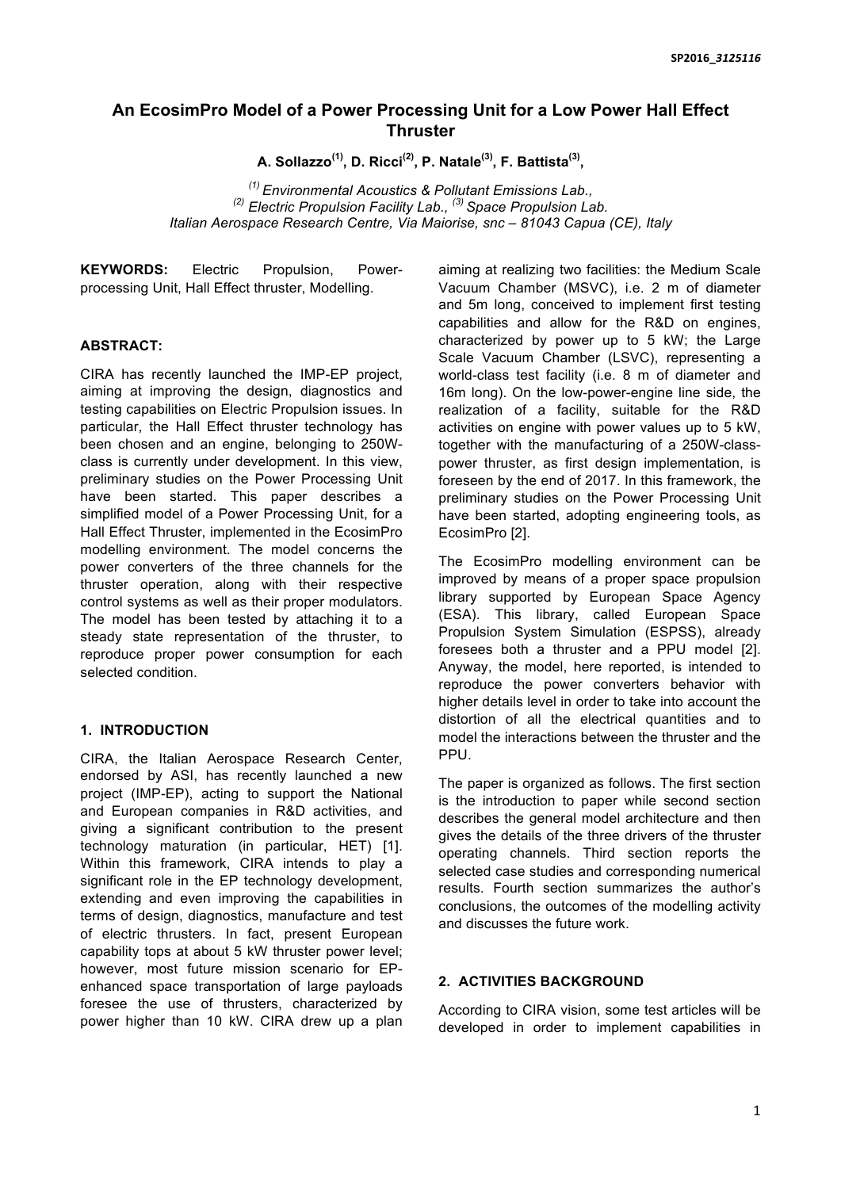# An EcosimPro Model of a Power Processing Unit for a Low Power Hall Effect Thruster

**A. Sollazzo[1], D. Ricci[2], P. Natale[3], F. Battista[3],**

*[1] Environmental Acoustics & Pollutant Emissions Lab.,*
*[2] Electric Propulsion Facility Lab., [3] Space Propulsion Lab.*
*Italian Aerospace Research Centre, Via Maiorise, snc – 81043 Capua (CE), Italy*

**KEYWORDS:** Electric Propulsion, Power-processing Unit, Hall Effect thruster, Modelling.

**ABSTRACT:**

CIRA has recently launched the IMP-EP project, aiming at improving the design, diagnostics and testing capabilities on Electric Propulsion issues. In particular, the Hall Effect thruster technology has been chosen and an engine, belonging to 250W-class is currently under development. In this view, preliminary studies on the Power Processing Unit have been started. This paper describes a simplified model of a Power Processing Unit, for a Hall Effect Thruster, implemented in the EcosimPro modelling environment. The model concerns the power converters of the three channels for the thruster operation, along with their respective control systems as well as their proper modulators. The model has been tested by attaching it to a steady state representation of the thruster, to reproduce proper power consumption for each selected condition.

## 1. INTRODUCTION

CIRA, the Italian Aerospace Research Center, endorsed by ASI, has recently launched a new project (IMP-EP), acting to support the National and European companies in R&D activities, and giving a significant contribution to the present technology maturation (in particular, HET) [1]. Within this framework, CIRA intends to play a significant role in the EP technology development, extending and even improving the capabilities in terms of design, diagnostics, manufacture and test of electric thrusters. In fact, present European capability tops at about 5 kW thruster power level; however, most future mission scenario for EP-enhanced space transportation of large payloads foresee the use of thrusters, characterized by power higher than 10 kW. CIRA drew up a plan aiming at realizing two facilities: the Medium Scale Vacuum Chamber (MSVC), i.e. 2 m of diameter and 5m long, conceived to implement first testing capabilities and allow for the R&D on engines, characterized by power up to 5 kW; the Large Scale Vacuum Chamber (LSVC), representing a world-class test facility (i.e. 8 m of diameter and 16m long). On the low-power-engine line side, the realization of a facility, suitable for the R&D activities on engine with power values up to 5 kW, together with the manufacturing of a 250W-class-power thruster, as first design implementation, is foreseen by the end of 2017. In this framework, the preliminary studies on the Power Processing Unit have been started, adopting engineering tools, as EcosimPro [2].

The EcosimPro modelling environment can be improved by means of a proper space propulsion library supported by European Space Agency (ESA). This library, called European Space Propulsion System Simulation (ESPSS), already foresees both a thruster and a PPU model [2]. Anyway, the model, here reported, is intended to reproduce the power converters behavior with higher details level in order to take into account the distortion of all the electrical quantities and to model the interactions between the thruster and the PPU.

The paper is organized as follows. The first section is the introduction to paper while second section describes the general model architecture and then gives the details of the three drivers of the thruster operating channels. Third section reports the selected case studies and corresponding numerical results. Fourth section summarizes the author's conclusions, the outcomes of the modelling activity and discusses the future work.

## 2. ACTIVITIES BACKGROUND

According to CIRA vision, some test articles will be developed in order to implement capabilities in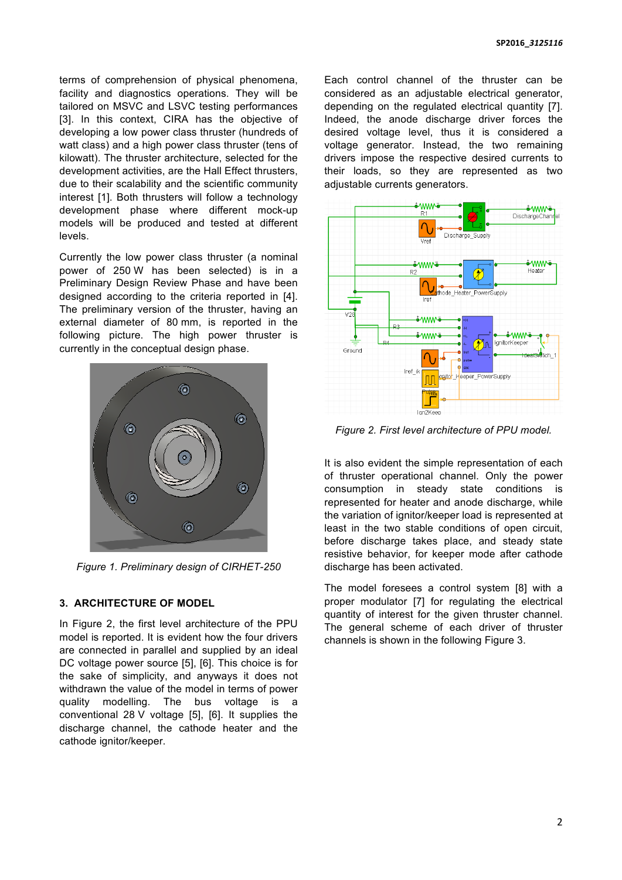terms of comprehension of physical phenomena, facility and diagnostics operations. They will be tailored on MSVC and LSVC testing performances [3]. In this context, CIRA has the objective of developing a low power class thruster (hundreds of watt class) and a high power class thruster (tens of kilowatt). The thruster architecture, selected for the development activities, are the Hall Effect thrusters, due to their scalability and the scientific community interest [1]. Both thrusters will follow a technology development phase where different mock-up models will be produced and tested at different levels.

Currently the low power class thruster (a nominal power of 250 W has been selected) is in a Preliminary Design Review Phase and have been designed according to the criteria reported in [4]. The preliminary version of the thruster, having an external diameter of 80 mm, is reported in the following picture. The high power thruster is currently in the conceptual design phase.

*Figure 1. Preliminary design of CIRHET-250*

## 3. ARCHITECTURE OF MODEL

In Figure 2, the first level architecture of the PPU model is reported. It is evident how the four drivers are connected in parallel and supplied by an ideal DC voltage power source [5], [6]. This choice is for the sake of simplicity, and anyway it does not withdrawn the value of the model in terms of power quality modelling. The bus voltage is a conventional 28 V voltage [5], [6]. It supplies the discharge channel, the cathode heater and the cathode ignitor/keeper.

Each control channel of the thruster can be considered as an adjustable electrical generator, depending on the regulated electrical quantity [7]. Indeed, the anode discharge driver forces the desired voltage level, thus it is considered a voltage generator. Instead, the two remaining drivers impose the respective desired currents to their loads, so they are represented as two adjustable currents generators.

*Figure 2. First level architecture of PPU model.*

It is also evident the simple representation of each of thruster operational channel. Only the power consumption in steady state conditions is represented for heater and anode discharge, while the variation of ignitor/keeper load is represented at least in the two stable conditions of open circuit, before discharge takes place, and steady state resistive behavior, for keeper mode after cathode discharge has been activated.

The model foresees a control system [8] with a proper modulator [7] for regulating the electrical quantity of interest for the given thruster channel. The general scheme of each driver of thruster channels is shown in the following Figure 3.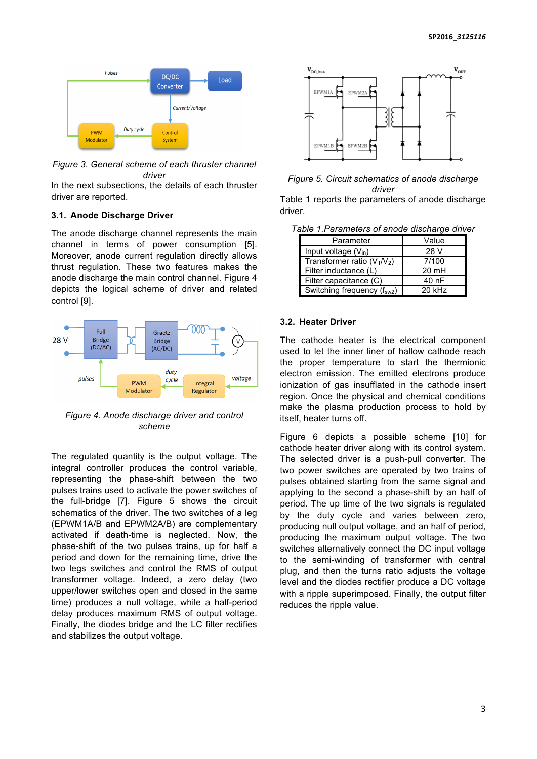*Figure 3. General scheme of each thruster channel driver*

In the next subsections, the details of each thruster driver are reported.

### 3.1. Anode Discharge Driver

The anode discharge channel represents the main channel in terms of power consumption [5]. Moreover, anode current regulation directly allows thrust regulation. These two features makes the anode discharge the main control channel. Figure 4 depicts the logical scheme of driver and related control [9].

*Figure 4. Anode discharge driver and control scheme*

The regulated quantity is the output voltage. The integral controller produces the control variable, representing the phase-shift between the two pulses trains used to activate the power switches of the full-bridge [7]. Figure 5 shows the circuit schematics of the driver. The two switches of a leg (EPWM1A/B and EPWM2A/B) are complementary activated if death-time is neglected. Now, the phase-shift of the two pulses trains, up for half a period and down for the remaining time, drive the two legs switches and control the RMS of output transformer voltage. Indeed, a zero delay (two upper/lower switches open and closed in the same time) produces a null voltage, while a half-period delay produces maximum RMS of output voltage. Finally, the diodes bridge and the LC filter rectifies and stabilizes the output voltage.

*Figure 5. Circuit schematics of anode discharge driver*

Table 1 reports the parameters of anode discharge driver.

*Table 1.Parameters of anode discharge driver*

| Parameter | Value |
|---|---|
| Input voltage ($V_{in}$) | 28 V |
| Transformer ratio ($V_1/V_2$) | 7/100 |
| Filter inductance (L) | 20 mH |
| Filter capacitance (C) | 40 nF |
| Switching frequency ($f_{sw2}$) | 20 kHz |

### 3.2. Heater Driver

The cathode heater is the electrical component used to let the inner liner of hallow cathode reach the proper temperature to start the thermionic electron emission. The emitted electrons produce ionization of gas insufflated in the cathode insert region. Once the physical and chemical conditions make the plasma production process to hold by itself, heater turns off.

Figure 6 depicts a possible scheme [10] for cathode heater driver along with its control system. The selected driver is a push-pull converter. The two power switches are operated by two trains of pulses obtained starting from the same signal and applying to the second a phase-shift by an half of period. The up time of the two signals is regulated by the duty cycle and varies between zero, producing null output voltage, and an half of period, producing the maximum output voltage. The two switches alternatively connect the DC input voltage to the semi-winding of transformer with central plug, and then the turns ratio adjusts the voltage level and the diodes rectifier produce a DC voltage with a ripple superimposed. Finally, the output filter reduces the ripple value.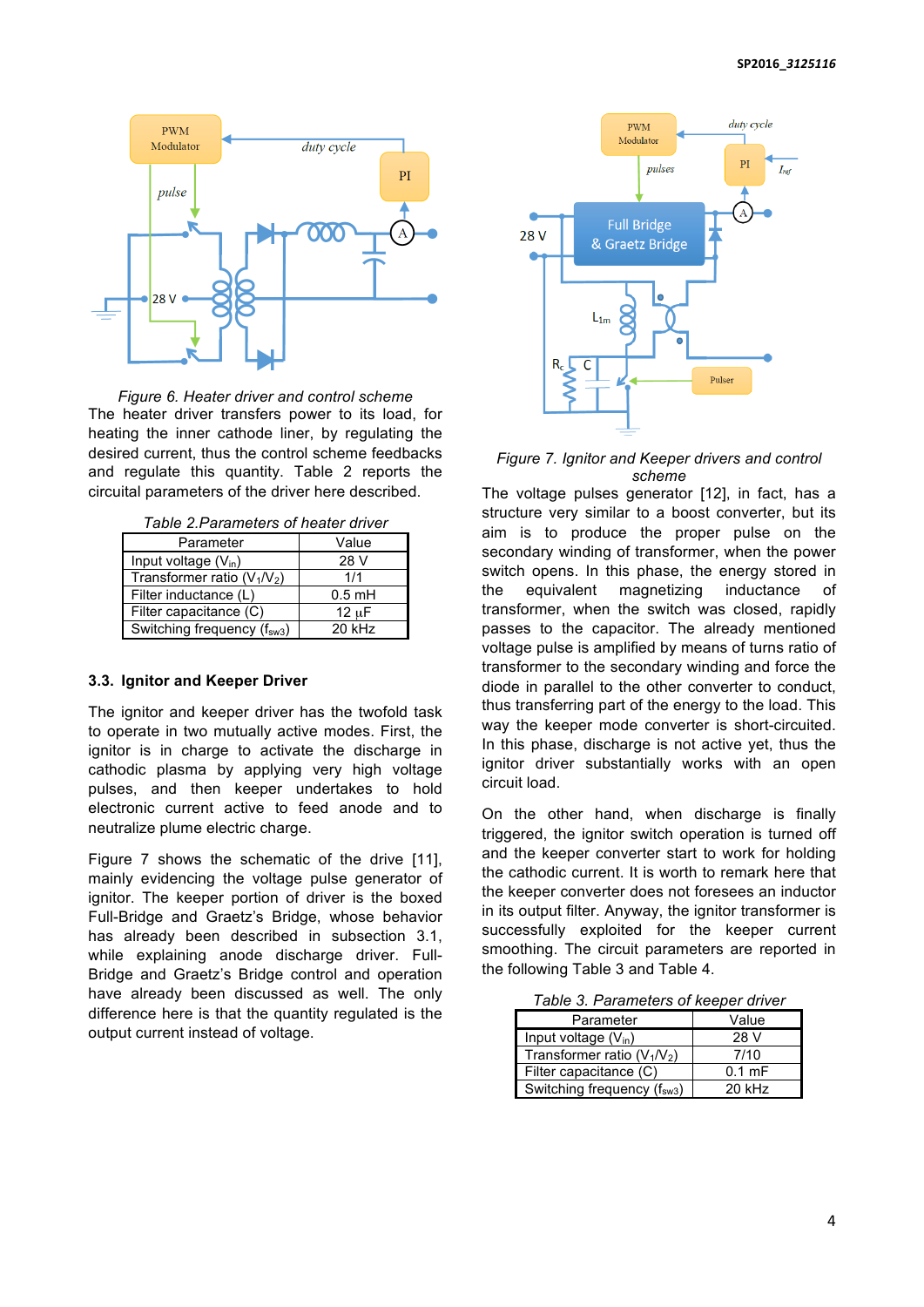*Figure 6. Heater driver and control scheme*

The heater driver transfers power to its load, for heating the inner cathode liner, by regulating the desired current, thus the control scheme feedbacks and regulate this quantity. Table 2 reports the circuital parameters of the driver here described.

*Table 2.Parameters of heater driver*

| Parameter | Value |
|---|---|
| Input voltage ($V_{in}$) | 28 V |
| Transformer ratio ($V_1$/$V_2$) | 1/1 |
| Filter inductance (L) | 0.5 mH |
| Filter capacitance (C) | 12 μF |
| Switching frequency ($f_{sw3}$) | 20 kHz |

### 3.3. Ignitor and Keeper Driver

The ignitor and keeper driver has the twofold task to operate in two mutually active modes. First, the ignitor is in charge to activate the discharge in cathodic plasma by applying very high voltage pulses, and then keeper undertakes to hold electronic current active to feed anode and to neutralize plume electric charge.

Figure 7 shows the schematic of the drive [11], mainly evidencing the voltage pulse generator of ignitor. The keeper portion of driver is the boxed Full-Bridge and Graetz's Bridge, whose behavior has already been described in subsection 3.1, while explaining anode discharge driver. Full-Bridge and Graetz's Bridge control and operation have already been discussed as well. The only difference here is that the quantity regulated is the output current instead of voltage.

*Figure 7. Ignitor and Keeper drivers and control scheme*

The voltage pulses generator [12], in fact, has a structure very similar to a boost converter, but its aim is to produce the proper pulse on the secondary winding of transformer, when the power switch opens. In this phase, the energy stored in the equivalent magnetizing inductance of transformer, when the switch was closed, rapidly passes to the capacitor. The already mentioned voltage pulse is amplified by means of turns ratio of transformer to the secondary winding and force the diode in parallel to the other converter to conduct, thus transferring part of the energy to the load. This way the keeper mode converter is short-circuited. In this phase, discharge is not active yet, thus the ignitor driver substantially works with an open circuit load.

On the other hand, when discharge is finally triggered, the ignitor switch operation is turned off and the keeper converter start to work for holding the cathodic current. It is worth to remark here that the keeper converter does not foresees an inductor in its output filter. Anyway, the ignitor transformer is successfully exploited for the keeper current smoothing. The circuit parameters are reported in the following Table 3 and Table 4.

*Table 3. Parameters of keeper driver*

| Parameter | Value |
|---|---|
| Input voltage ($V_{in}$) | 28 V |
| Transformer ratio ($V_1$/$V_2$) | 7/10 |
| Filter capacitance (C) | 0.1 mF |
| Switching frequency ($f_{sw3}$) | 20 kHz |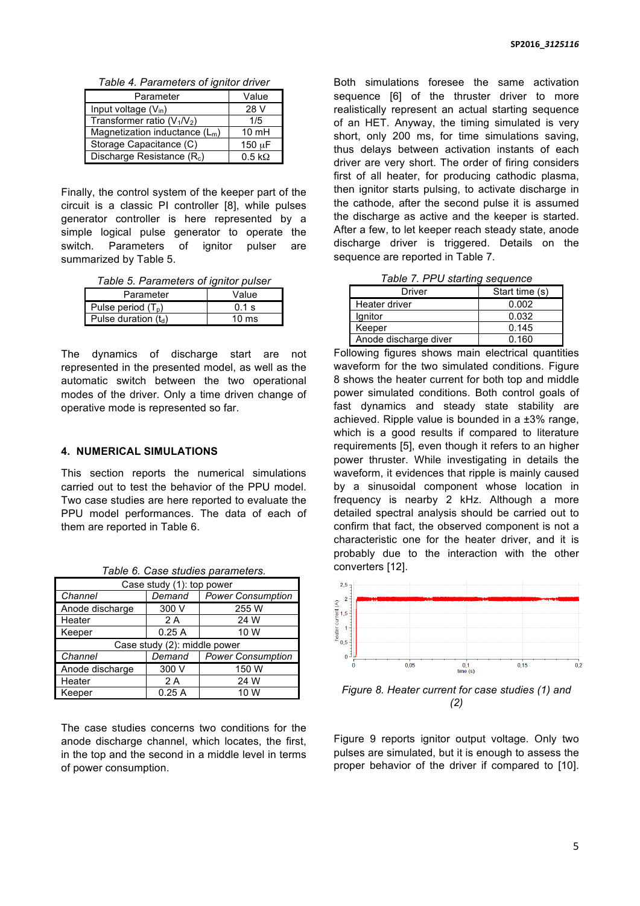*Table 4. Parameters of ignitor driver*

| Parameter | Value |
|---|---|
| Input voltage ($V_{in}$) | 28 V |
| Transformer ratio ($V_1/V_2$) | 1/5 |
| Magnetization inductance ($L_m$) | 10 mH |
| Storage Capacitance (C) | 150 μF |
| Discharge Resistance ($R_c$) | 0.5 kΩ |

Finally, the control system of the keeper part of the circuit is a classic PI controller [8], while pulses generator controller is here represented by a simple logical pulse generator to operate the switch. Parameters of ignitor pulser are summarized by Table 5.

*Table 5. Parameters of ignitor pulser*

| Parameter | Value |
|---|---|
| Pulse period ($T_p$) | 0.1 s |
| Pulse duration ($t_d$) | 10 ms |

The dynamics of discharge start are not represented in the presented model, as well as the automatic switch between the two operational modes of the driver. Only a time driven change of operative mode is represented so far.

## 4. NUMERICAL SIMULATIONS

This section reports the numerical simulations carried out to test the behavior of the PPU model. Two case studies are here reported to evaluate the PPU model performances. The data of each of them are reported in Table 6.

*Table 6. Case studies parameters.*

| Case study (1): top power | | |
|---|---|---|
| *Channel* | *Demand* | *Power Consumption* |
| Anode discharge | 300 V | 255 W |
| Heater | 2 A | 24 W |
| Keeper | 0.25 A | 10 W |
| Case study (2): middle power | | |
| *Channel* | *Demand* | *Power Consumption* |
| Anode discharge | 300 V | 150 W |
| Heater | 2 A | 24 W |
| Keeper | 0.25 A | 10 W |

The case studies concerns two conditions for the anode discharge channel, which locates, the first, in the top and the second in a middle level in terms of power consumption.

Both simulations foresee the same activation sequence [6] of the thruster driver to more realistically represent an actual starting sequence of an HET. Anyway, the timing simulated is very short, only 200 ms, for time simulations saving, thus delays between activation instants of each driver are very short. The order of firing considers first of all heater, for producing cathodic plasma, then ignitor starts pulsing, to activate discharge in the cathode, after the second pulse it is assumed the discharge as active and the keeper is started. After a few, to let keeper reach steady state, anode discharge driver is triggered. Details on the sequence are reported in Table 7.

*Table 7. PPU starting sequence*

| Driver | Start time (s) |
|---|---|
| Heater driver | 0.002 |
| Ignitor | 0.032 |
| Keeper | 0.145 |
| Anode discharge diver | 0.160 |

Following figures shows main electrical quantities waveform for the two simulated conditions. Figure 8 shows the heater current for both top and middle power simulated conditions. Both control goals of fast dynamics and steady state stability are achieved. Ripple value is bounded in a ±3% range, which is a good results if compared to literature requirements [5], even though it refers to an higher power thruster. While investigating in details the waveform, it evidences that ripple is mainly caused by a sinusoidal component whose location in frequency is nearby 2 kHz. Although a more detailed spectral analysis should be carried out to confirm that fact, the observed component is not a characteristic one for the heater driver, and it is probably due to the interaction with the other converters [12].

*Figure 8. Heater current for case studies (1) and (2)*

Figure 9 reports ignitor output voltage. Only two pulses are simulated, but it is enough to assess the proper behavior of the driver if compared to [10].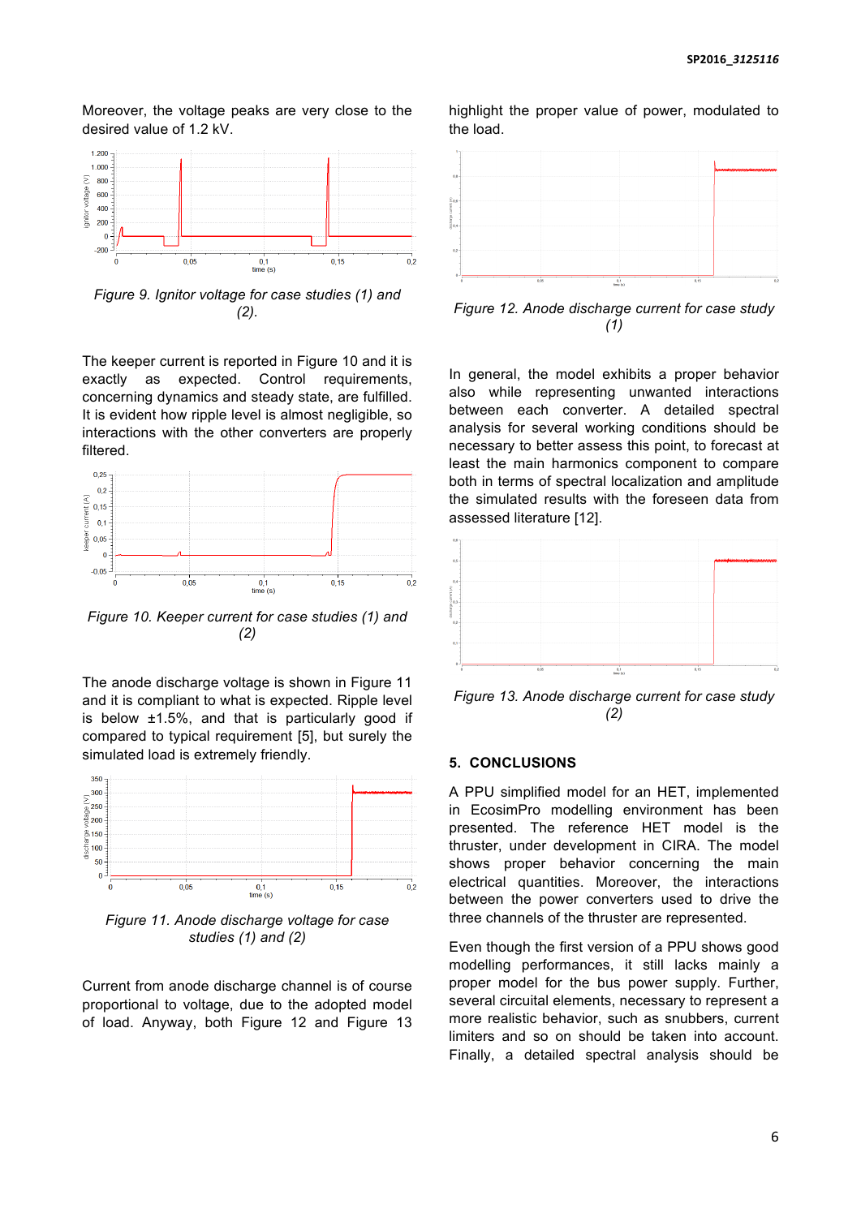Moreover, the voltage peaks are very close to the desired value of 1.2 kV.

*Figure 9. Ignitor voltage for case studies (1) and (2).*

The keeper current is reported in Figure 10 and it is exactly as expected. Control requirements, concerning dynamics and steady state, are fulfilled. It is evident how ripple level is almost negligible, so interactions with the other converters are properly filtered.

*Figure 10. Keeper current for case studies (1) and (2)*

The anode discharge voltage is shown in Figure 11 and it is compliant to what is expected. Ripple level is below ±1.5%, and that is particularly good if compared to typical requirement [5], but surely the simulated load is extremely friendly.

*Figure 11. Anode discharge voltage for case studies (1) and (2)*

Current from anode discharge channel is of course proportional to voltage, due to the adopted model of load. Anyway, both Figure 12 and Figure 13 highlight the proper value of power, modulated to the load.

*Figure 12. Anode discharge current for case study (1)*

In general, the model exhibits a proper behavior also while representing unwanted interactions between each converter. A detailed spectral analysis for several working conditions should be necessary to better assess this point, to forecast at least the main harmonics component to compare both in terms of spectral localization and amplitude the simulated results with the foreseen data from assessed literature [12].

*Figure 13. Anode discharge current for case study (2)*

## 5. CONCLUSIONS

A PPU simplified model for an HET, implemented in EcosimPro modelling environment has been presented. The reference HET model is the thruster, under development in CIRA. The model shows proper behavior concerning the main electrical quantities. Moreover, the interactions between the power converters used to drive the three channels of the thruster are represented.

Even though the first version of a PPU shows good modelling performances, it still lacks mainly a proper model for the bus power supply. Further, several circuital elements, necessary to represent a more realistic behavior, such as snubbers, current limiters and so on should be taken into account. Finally, a detailed spectral analysis should be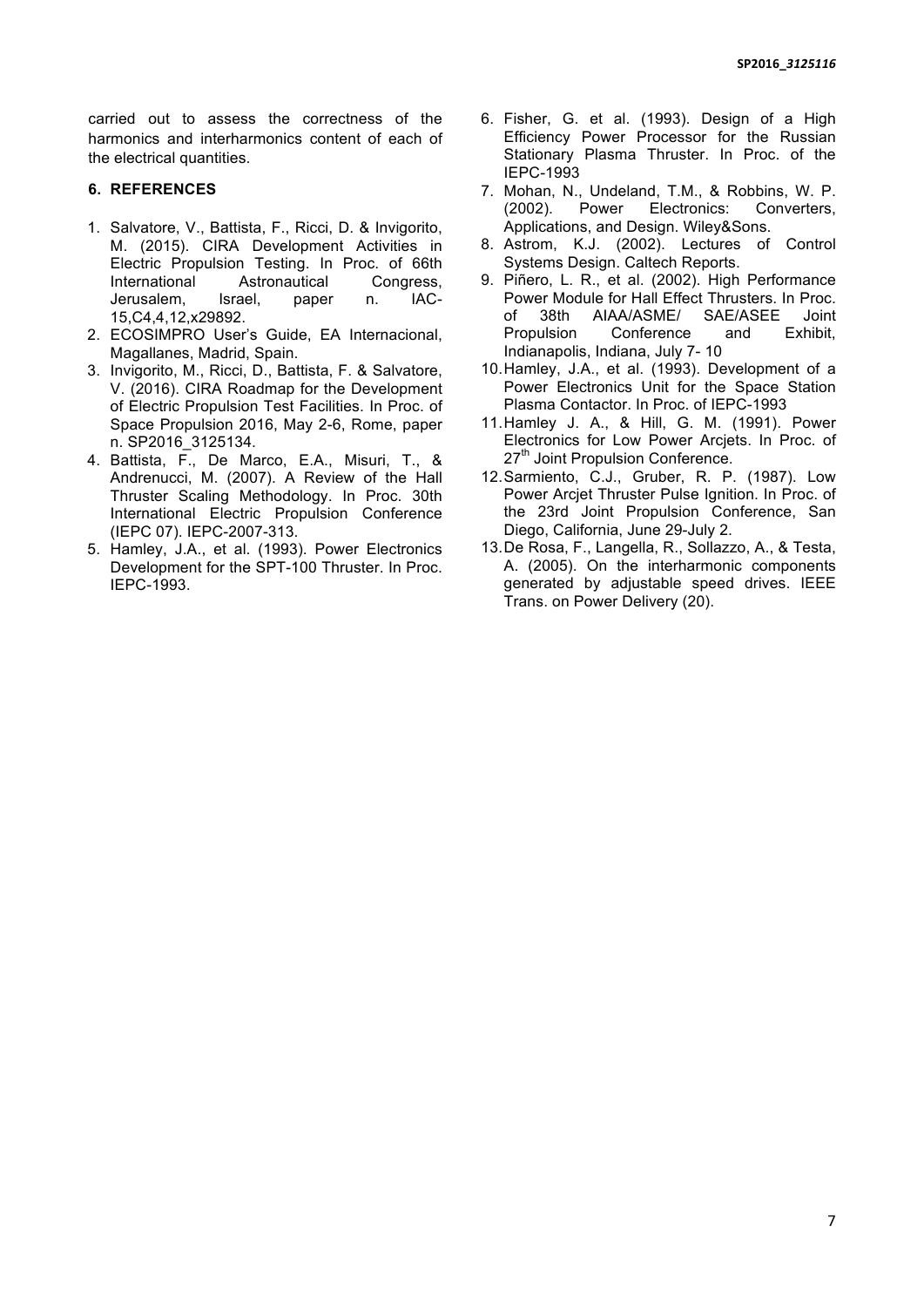carried out to assess the correctness of the harmonics and interharmonics content of each of the electrical quantities.

## 6. REFERENCES

1. Salvatore, V., Battista, F., Ricci, D. & Invigorito, M. (2015). CIRA Development Activities in Electric Propulsion Testing. In Proc. of 66th International Astronautical Congress, Jerusalem, Israel, paper n. IAC-15,C4,4,12,x29892.
2. ECOSIMPRO User's Guide, EA Internacional, Magallanes, Madrid, Spain.
3. Invigorito, M., Ricci, D., Battista, F. & Salvatore, V. (2016). CIRA Roadmap for the Development of Electric Propulsion Test Facilities. In Proc. of Space Propulsion 2016, May 2-6, Rome, paper n. SP2016_3125134.
4. Battista, F., De Marco, E.A., Misuri, T., & Andrenucci, M. (2007). A Review of the Hall Thruster Scaling Methodology. In Proc. 30th International Electric Propulsion Conference (IEPC 07). IEPC-2007-313.
5. Hamley, J.A., et al. (1993). Power Electronics Development for the SPT-100 Thruster. In Proc. IEPC-1993.
6. Fisher, G. et al. (1993). Design of a High Efficiency Power Processor for the Russian Stationary Plasma Thruster. In Proc. of the IEPC-1993
7. Mohan, N., Undeland, T.M., & Robbins, W. P. (2002). Power Electronics: Converters, Applications, and Design. Wiley&Sons.
8. Astrom, K.J. (2002). Lectures of Control Systems Design. Caltech Reports.
9. Piñero, L. R., et al. (2002). High Performance Power Module for Hall Effect Thrusters. In Proc. of 38th AIAA/ASME/ SAE/ASEE Joint Propulsion Conference and Exhibit, Indianapolis, Indiana, July 7- 10
10. Hamley, J.A., et al. (1993). Development of a Power Electronics Unit for the Space Station Plasma Contactor. In Proc. of IEPC-1993
11. Hamley J. A., & Hill, G. M. (1991). Power Electronics for Low Power Arcjets. In Proc. of 27th Joint Propulsion Conference.
12. Sarmiento, C.J., Gruber, R. P. (1987). Low Power Arcjet Thruster Pulse Ignition. In Proc. of the 23rd Joint Propulsion Conference, San Diego, California, June 29-July 2.
13. De Rosa, F., Langella, R., Sollazzo, A., & Testa, A. (2005). On the interharmonic components generated by adjustable speed drives. IEEE Trans. on Power Delivery (20).